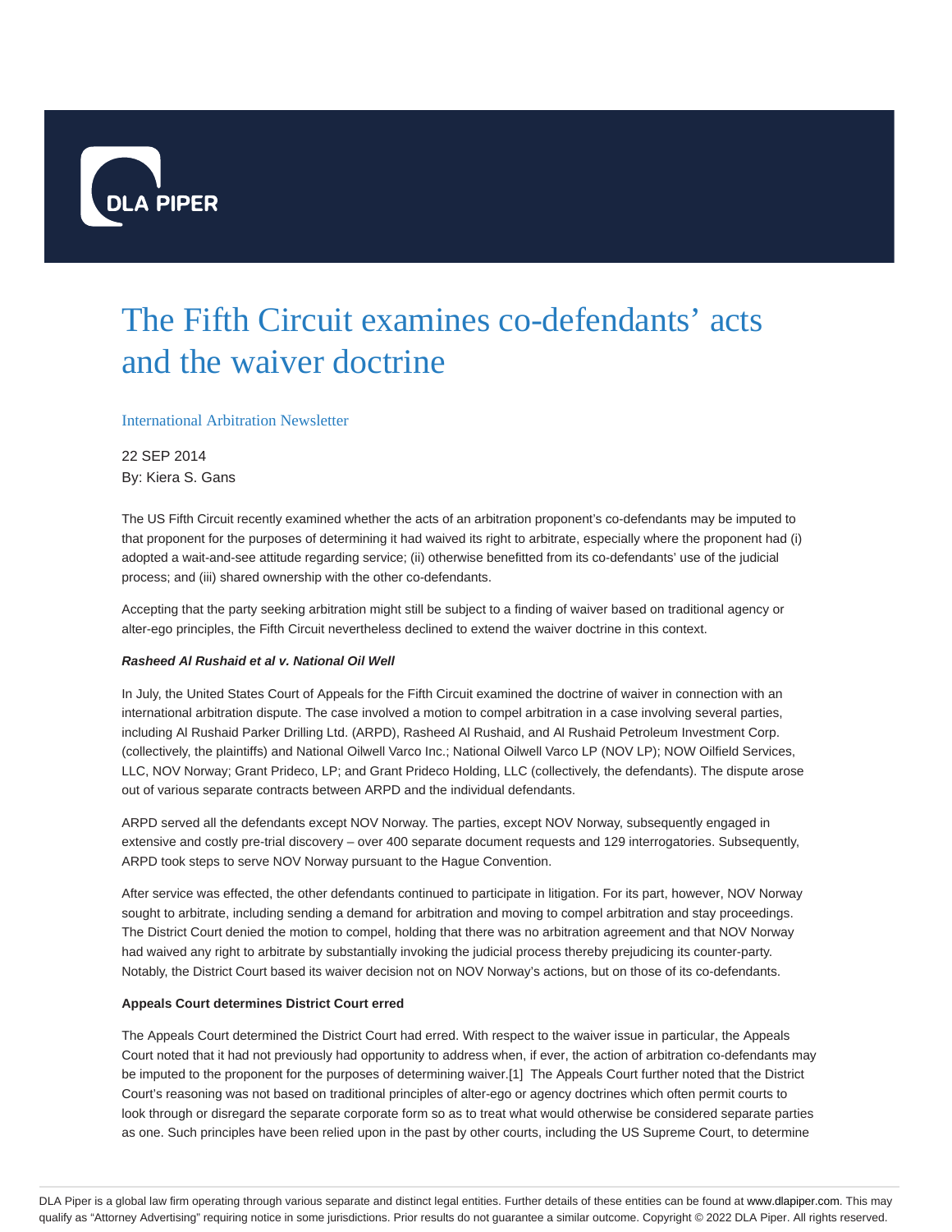# The Fifth Circuit examines co-defendants' acts and the waiver doctrine

International Arbitration Newsletter

22 SEP 2014

By: Kiera S. Gans

The US Fifth Circuit recently examined whether the acts of an arbitration proponent's co-defendants may be imputed to that proponent for the purposes of determining it had waived its right to arbitrate, especially where the proponent had (i) adopted a wait-and-see attitude regarding service; (ii) otherwise benefitted from its co-defendants' use of the judicial process; and (iii) shared ownership with the other co-defendants.

Accepting that the party seeking arbitration might still be subject to a finding of waiver based on traditional agency or alter-ego principles, the Fifth Circuit nevertheless declined to extend the waiver doctrine in this context.

***Rasheed Al Rushaid et al v. National Oil Well***

In July, the United States Court of Appeals for the Fifth Circuit examined the doctrine of waiver in connection with an international arbitration dispute. The case involved a motion to compel arbitration in a case involving several parties, including Al Rushaid Parker Drilling Ltd. (ARPD), Rasheed Al Rushaid, and Al Rushaid Petroleum Investment Corp. (collectively, the plaintiffs) and National Oilwell Varco Inc.; National Oilwell Varco LP (NOV LP); NOW Oilfield Services, LLC, NOV Norway; Grant Prideco, LP; and Grant Prideco Holding, LLC (collectively, the defendants). The dispute arose out of various separate contracts between ARPD and the individual defendants.

ARPD served all the defendants except NOV Norway. The parties, except NOV Norway, subsequently engaged in extensive and costly pre-trial discovery – over 400 separate document requests and 129 interrogatories. Subsequently, ARPD took steps to serve NOV Norway pursuant to the Hague Convention.

After service was effected, the other defendants continued to participate in litigation. For its part, however, NOV Norway sought to arbitrate, including sending a demand for arbitration and moving to compel arbitration and stay proceedings. The District Court denied the motion to compel, holding that there was no arbitration agreement and that NOV Norway had waived any right to arbitrate by substantially invoking the judicial process thereby prejudicing its counter-party. Notably, the District Court based its waiver decision not on NOV Norway's actions, but on those of its co-defendants.

**Appeals Court determines District Court erred**

The Appeals Court determined the District Court had erred. With respect to the waiver issue in particular, the Appeals Court noted that it had not previously had opportunity to address when, if ever, the action of arbitration co-defendants may be imputed to the proponent for the purposes of determining waiver.[1] The Appeals Court further noted that the District Court's reasoning was not based on traditional principles of alter-ego or agency doctrines which often permit courts to look through or disregard the separate corporate form so as to treat what would otherwise be considered separate parties as one. Such principles have been relied upon in the past by other courts, including the US Supreme Court, to determine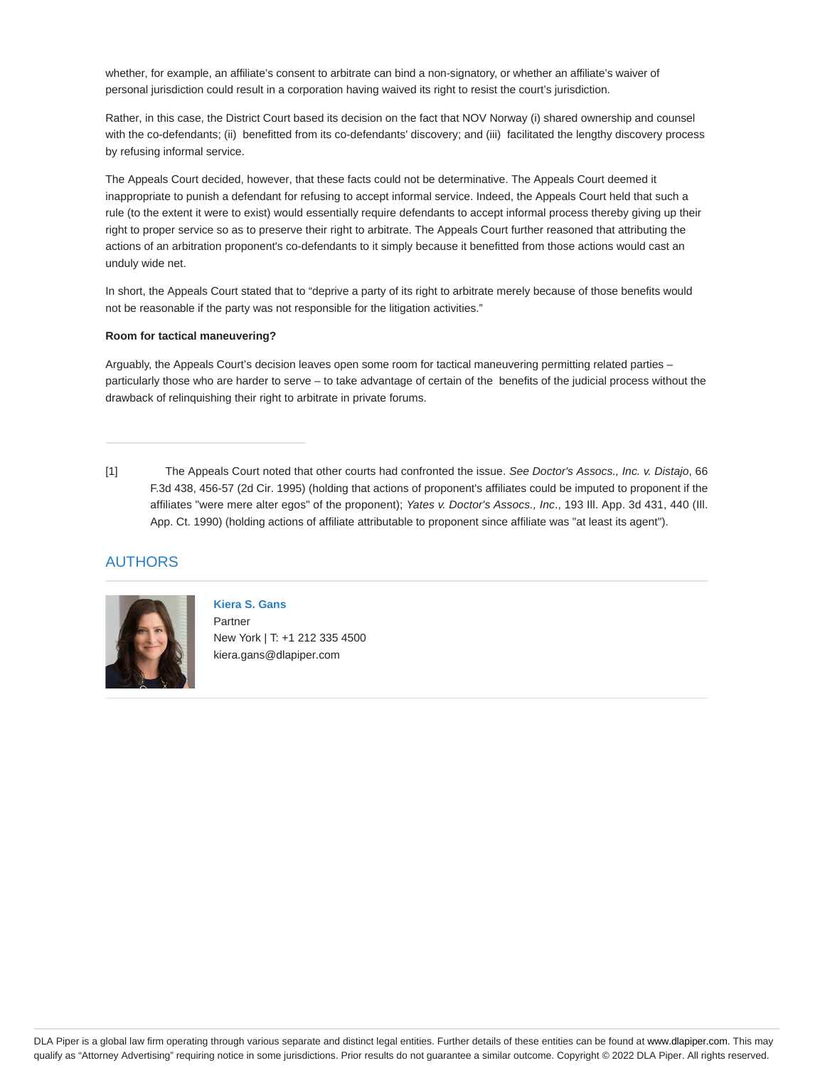whether, for example, an affiliate's consent to arbitrate can bind a non-signatory, or whether an affiliate's waiver of personal jurisdiction could result in a corporation having waived its right to resist the court's jurisdiction.

Rather, in this case, the District Court based its decision on the fact that NOV Norway (i) shared ownership and counsel with the co-defendants; (ii) benefitted from its co-defendants' discovery; and (iii) facilitated the lengthy discovery process by refusing informal service.

The Appeals Court decided, however, that these facts could not be determinative. The Appeals Court deemed it inappropriate to punish a defendant for refusing to accept informal service. Indeed, the Appeals Court held that such a rule (to the extent it were to exist) would essentially require defendants to accept informal process thereby giving up their right to proper service so as to preserve their right to arbitrate. The Appeals Court further reasoned that attributing the actions of an arbitration proponent's co-defendants to it simply because it benefitted from those actions would cast an unduly wide net.

In short, the Appeals Court stated that to "deprive a party of its right to arbitrate merely because of those benefits would not be reasonable if the party was not responsible for the litigation activities."

**Room for tactical maneuvering?**

Arguably, the Appeals Court's decision leaves open some room for tactical maneuvering permitting related parties – particularly those who are harder to serve – to take advantage of certain of the benefits of the judicial process without the drawback of relinquishing their right to arbitrate in private forums.

---

[1] The Appeals Court noted that other courts had confronted the issue. *See Doctor's Assocs., Inc. v. Distajo*, 66 F.3d 438, 456-57 (2d Cir. 1995) (holding that actions of proponent's affiliates could be imputed to proponent if the affiliates "were mere alter egos" of the proponent); *Yates v. Doctor's Assocs., Inc*., 193 Ill. App. 3d 431, 440 (Ill. App. Ct. 1990) (holding actions of affiliate attributable to proponent since affiliate was "at least its agent").

## AUTHORS

**Kiera S. Gans**
Partner
New York | T: +1 212 335 4500
kiera.gans@dlapiper.com

DLA Piper is a global law firm operating through various separate and distinct legal entities. Further details of these entities can be found at www.dlapiper.com. This may qualify as "Attorney Advertising" requiring notice in some jurisdictions. Prior results do not guarantee a similar outcome. Copyright © 2022 DLA Piper. All rights reserved.